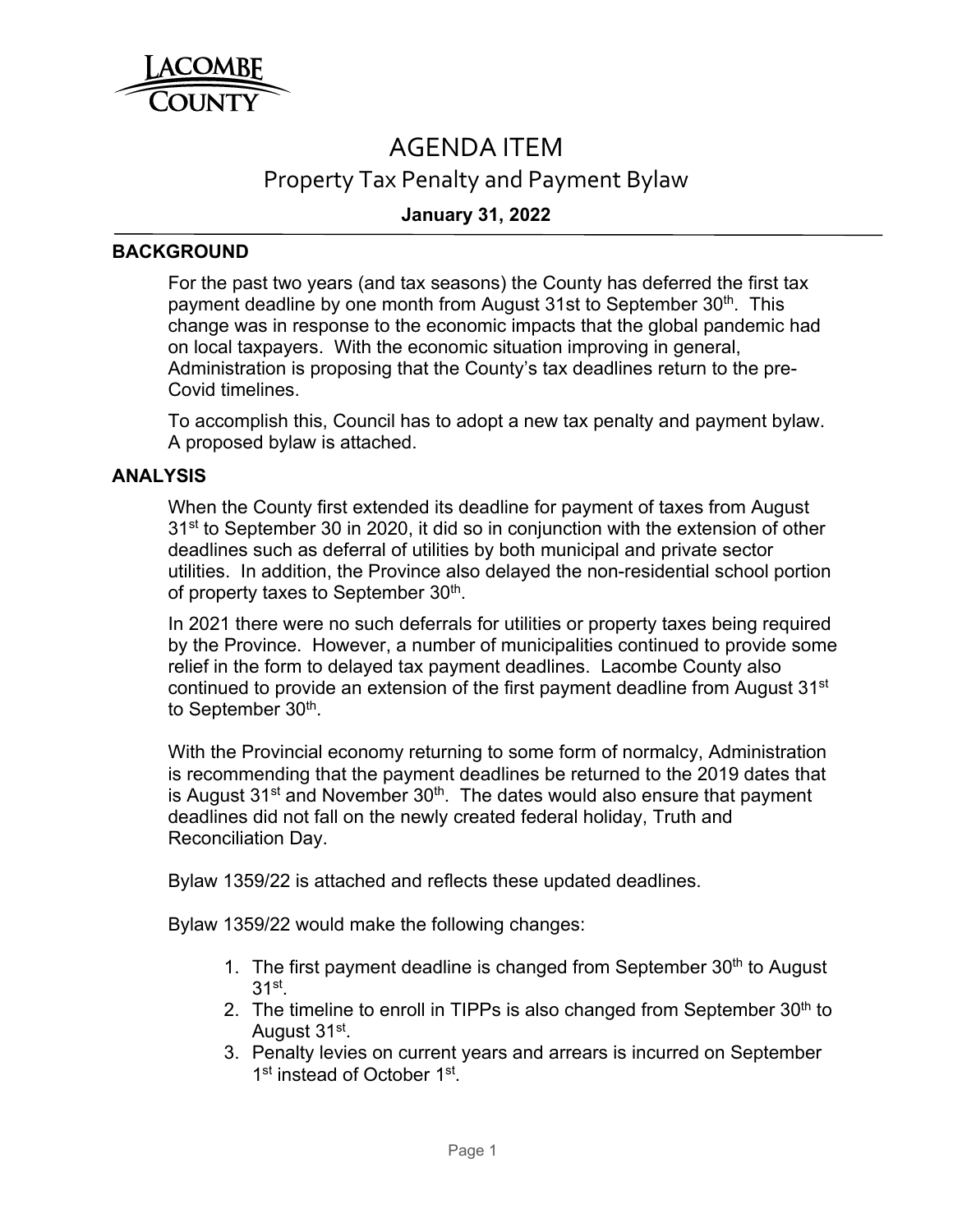Lacombe County

# AGENDA ITEM

## Property Tax Penalty and Payment Bylaw

**January 31, 2022**

### BACKGROUND

For the past two years (and tax seasons) the County has deferred the first tax payment deadline by one month from August 31st to September 30th. This change was in response to the economic impacts that the global pandemic had on local taxpayers. With the economic situation improving in general, Administration is proposing that the County's tax deadlines return to the pre-Covid timelines.

To accomplish this, Council has to adopt a new tax penalty and payment bylaw. A proposed bylaw is attached.

### ANALYSIS

When the County first extended its deadline for payment of taxes from August 31st to September 30 in 2020, it did so in conjunction with the extension of other deadlines such as deferral of utilities by both municipal and private sector utilities. In addition, the Province also delayed the non-residential school portion of property taxes to September 30th.

In 2021 there were no such deferrals for utilities or property taxes being required by the Province. However, a number of municipalities continued to provide some relief in the form to delayed tax payment deadlines. Lacombe County also continued to provide an extension of the first payment deadline from August 31st to September 30th.

With the Provincial economy returning to some form of normalcy, Administration is recommending that the payment deadlines be returned to the 2019 dates that is August 31st and November 30th. The dates would also ensure that payment deadlines did not fall on the newly created federal holiday, Truth and Reconciliation Day.

Bylaw 1359/22 is attached and reflects these updated deadlines.

Bylaw 1359/22 would make the following changes:

1. The first payment deadline is changed from September 30th to August 31st.
2. The timeline to enroll in TIPPs is also changed from September 30th to August 31st.
3. Penalty levies on current years and arrears is incurred on September 1st instead of October 1st.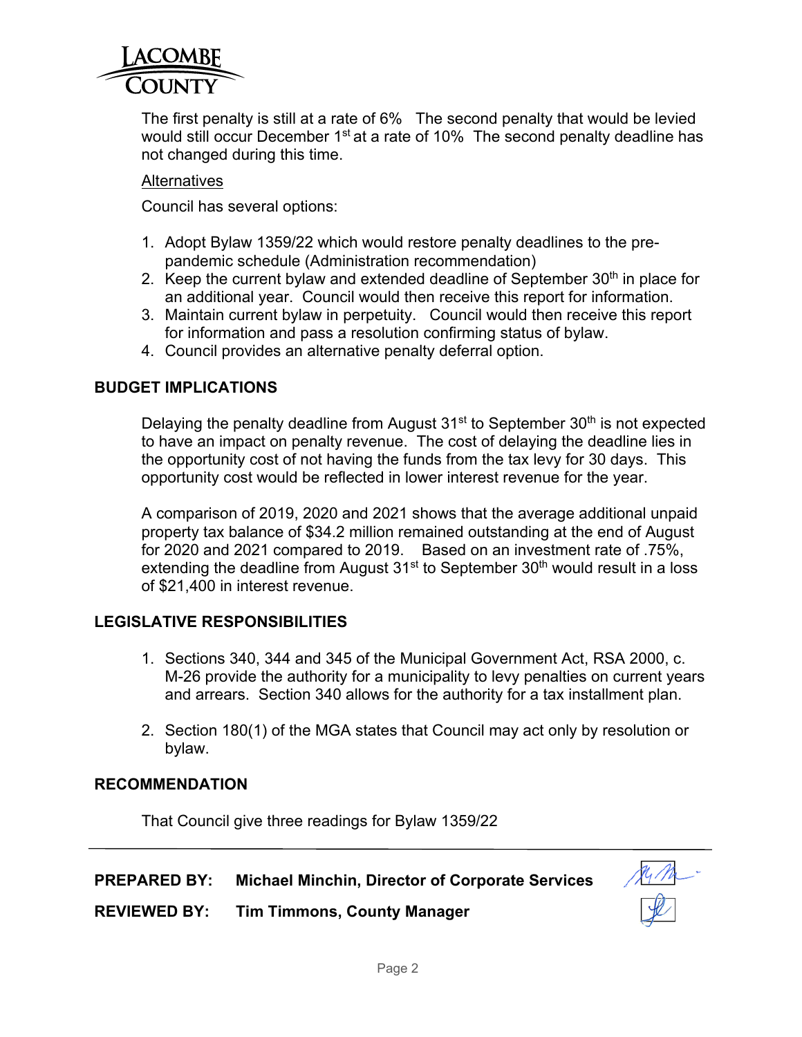The first penalty is still at a rate of 6% The second penalty that would be levied would still occur December 1st at a rate of 10% The second penalty deadline has not changed during this time.

Alternatives

Council has several options:

1. Adopt Bylaw 1359/22 which would restore penalty deadlines to the pre-pandemic schedule (Administration recommendation)
2. Keep the current bylaw and extended deadline of September 30th in place for an additional year. Council would then receive this report for information.
3. Maintain current bylaw in perpetuity. Council would then receive this report for information and pass a resolution confirming status of bylaw.
4. Council provides an alternative penalty deferral option.

## BUDGET IMPLICATIONS

Delaying the penalty deadline from August 31st to September 30th is not expected to have an impact on penalty revenue. The cost of delaying the deadline lies in the opportunity cost of not having the funds from the tax levy for 30 days. This opportunity cost would be reflected in lower interest revenue for the year.

A comparison of 2019, 2020 and 2021 shows that the average additional unpaid property tax balance of $34.2 million remained outstanding at the end of August for 2020 and 2021 compared to 2019. Based on an investment rate of .75%, extending the deadline from August 31st to September 30th would result in a loss of $21,400 in interest revenue.

## LEGISLATIVE RESPONSIBILITIES

1. Sections 340, 344 and 345 of the Municipal Government Act, RSA 2000, c. M-26 provide the authority for a municipality to levy penalties on current years and arrears. Section 340 allows for the authority for a tax installment plan.

2. Section 180(1) of the MGA states that Council may act only by resolution or bylaw.

## RECOMMENDATION

That Council give three readings for Bylaw 1359/22

---

**PREPARED BY:** **Michael Minchin, Director of Corporate Services**

**REVIEWED BY:** **Tim Timmons, County Manager**